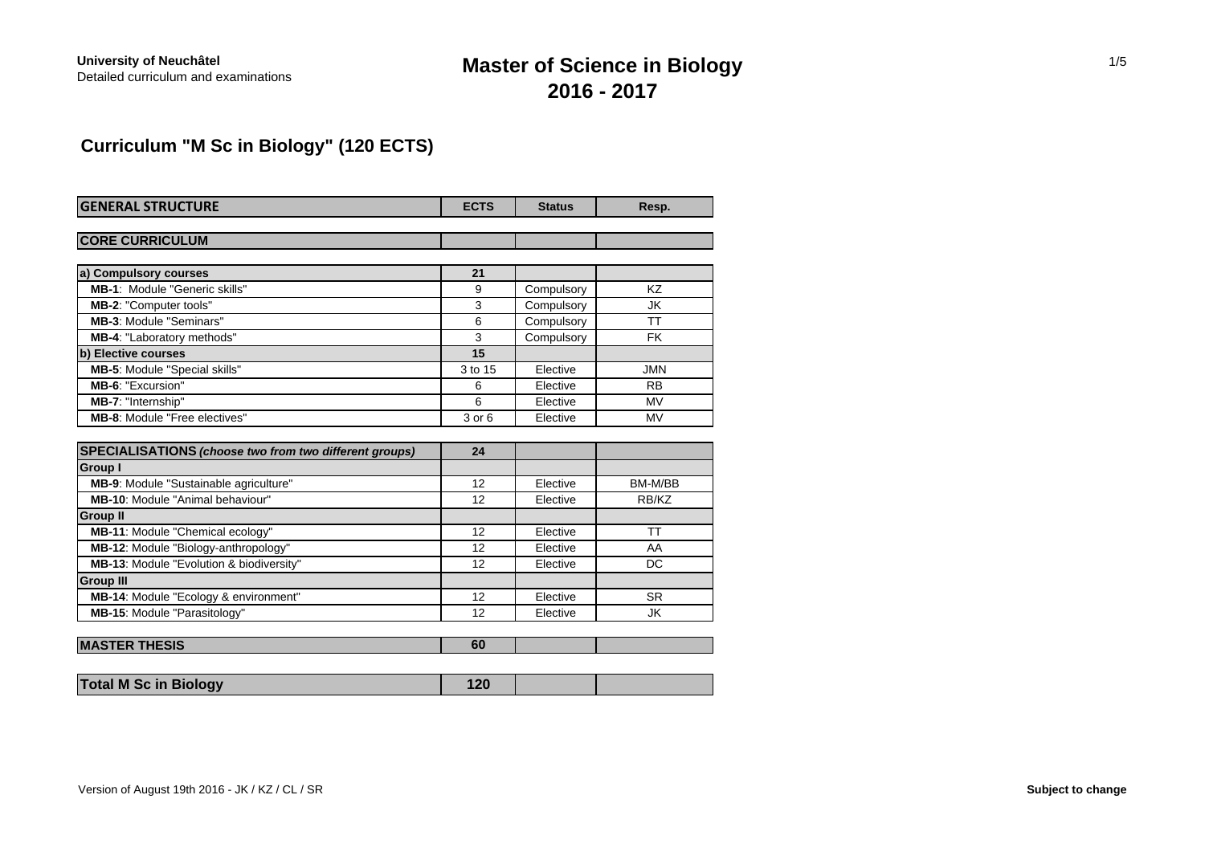**University of Neuchâtel**
Detailed curriculum and examinations

# Master of Science in Biology
# 2016 - 2017

## Curriculum "M Sc in Biology" (120 ECTS)

| GENERAL STRUCTURE | ECTS | Status | Resp. |
|---|---|---|---|
| **CORE CURRICULUM** | | | |
| **a) Compulsory courses** | **21** | | |
| **MB-1**: Module "Generic skills" | 9 | Compulsory | KZ |
| **MB-2**: "Computer tools" | 3 | Compulsory | JK |
| **MB-3**: Module "Seminars" | 6 | Compulsory | TT |
| **MB-4**: "Laboratory methods" | 3 | Compulsory | FK |
| **b) Elective courses** | **15** | | |
| **MB-5**: Module "Special skills" | 3 to 15 | Elective | JMN |
| **MB-6**: "Excursion" | 6 | Elective | RB |
| **MB-7**: "Internship" | 6 | Elective | MV |
| **MB-8**: Module "Free electives" | 3 or 6 | Elective | MV |
| **SPECIALISATIONS** ***(choose two from two different groups)*** | **24** | | |
| **Group I** | | | |
| **MB-9**: Module "Sustainable agriculture" | 12 | Elective | BM-M/BB |
| **MB-10**: Module "Animal behaviour" | 12 | Elective | RB/KZ |
| **Group II** | | | |
| **MB-11**: Module "Chemical ecology" | 12 | Elective | TT |
| **MB-12**: Module "Biology-anthropology" | 12 | Elective | AA |
| **MB-13**: Module "Evolution & biodiversity" | 12 | Elective | DC |
| **Group III** | | | |
| **MB-14**: Module "Ecology & environment" | 12 | Elective | SR |
| **MB-15**: Module "Parasitology" | 12 | Elective | JK |
| **MASTER THESIS** | **60** | | |
| **Total M Sc in Biology** | **120** | | |

Version of August 19th 2016 - JK / KZ / CL / SR

**Subject to change**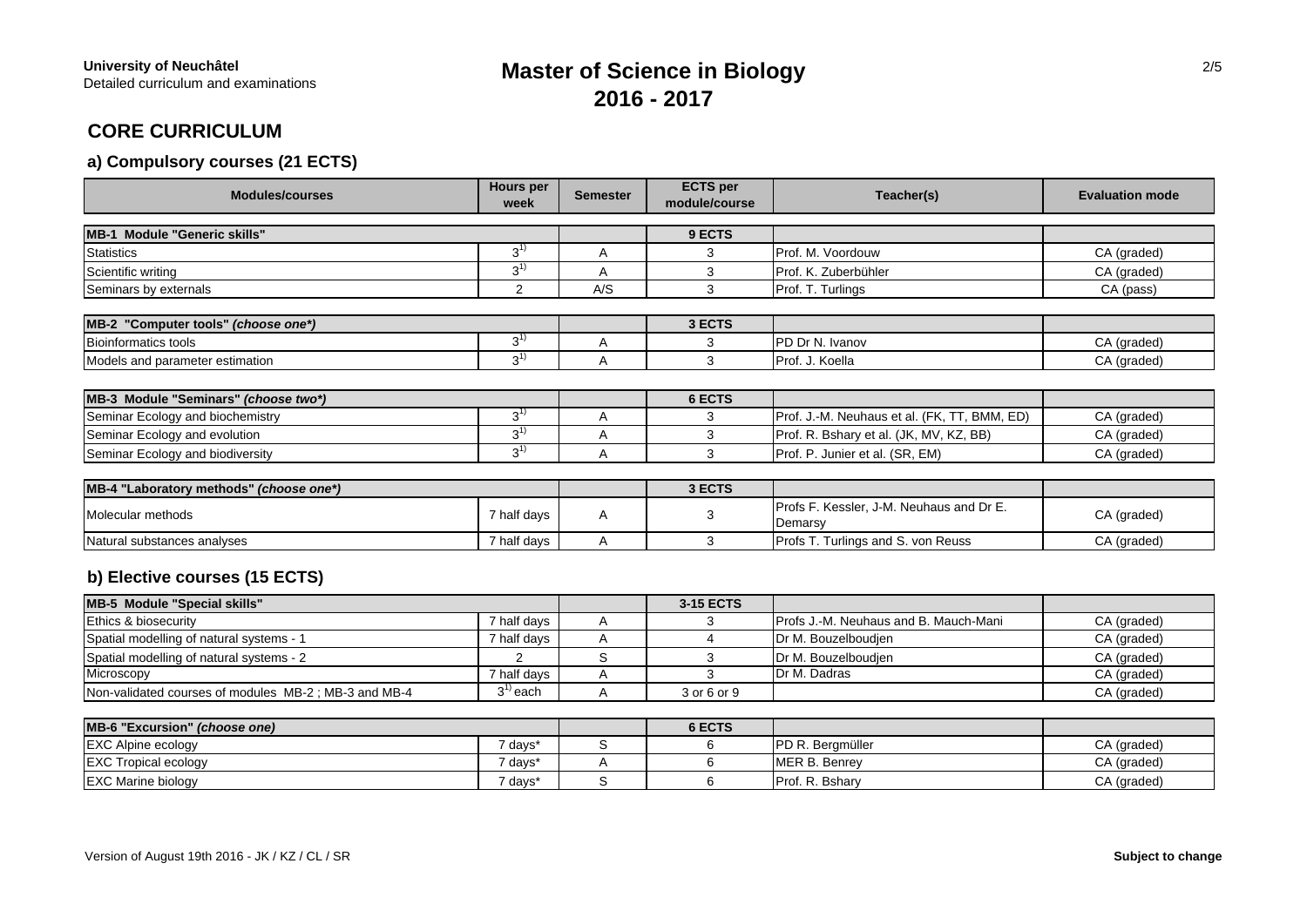**University of Neuchâtel**
Detailed curriculum and examinations

# Master of Science in Biology 2016 - 2017

## CORE CURRICULUM

### a) Compulsory courses (21 ECTS)

| Modules/courses | Hours per week | Semester | ECTS per module/course | Teacher(s) | Evaluation mode |
|---|---|---|---|---|---|
| **MB-1 Module "Generic skills"** | | | **9 ECTS** | | |
| Statistics | 3[1)] | A | 3 | Prof. M. Voordouw | CA (graded) |
| Scientific writing | 3[1)] | A | 3 | Prof. K. Zuberbühler | CA (graded) |
| Seminars by externals | 2 | A/S | 3 | Prof. T. Turlings | CA (pass) |
| **MB-2 "Computer tools" *(choose one*)*** | | | **3 ECTS** | | |
| Bioinformatics tools | 3[1)] | A | 3 | PD Dr N. Ivanov | CA (graded) |
| Models and parameter estimation | 3[1)] | A | 3 | Prof. J. Koella | CA (graded) |
| **MB-3 Module "Seminars" *(choose two*)*** | | | **6 ECTS** | | |
| Seminar Ecology and biochemistry | 3[1)] | A | 3 | Prof. J.-M. Neuhaus et al. (FK, TT, BMM, ED) | CA (graded) |
| Seminar Ecology and evolution | 3[1)] | A | 3 | Prof. R. Bshary et al. (JK, MV, KZ, BB) | CA (graded) |
| Seminar Ecology and biodiversity | 3[1)] | A | 3 | Prof. P. Junier et al. (SR, EM) | CA (graded) |
| **MB-4 "Laboratory methods" *(choose one*)*** | | | **3 ECTS** | | |
| Molecular methods | 7 half days | A | 3 | Profs F. Kessler, J-M. Neuhaus and Dr E. Demarsy | CA (graded) |
| Natural substances analyses | 7 half days | A | 3 | Profs T. Turlings and S. von Reuss | CA (graded) |

### b) Elective courses (15 ECTS)

| Modules/courses | Hours per week | Semester | ECTS per module/course | Teacher(s) | Evaluation mode |
|---|---|---|---|---|---|
| **MB-5 Module "Special skills"** | | | **3-15 ECTS** | | |
| Ethics & biosecurity | 7 half days | A | 3 | Profs J.-M. Neuhaus and B. Mauch-Mani | CA (graded) |
| Spatial modelling of natural systems - 1 | 7 half days | A | 4 | Dr M. Bouzelboudjen | CA (graded) |
| Spatial modelling of natural systems - 2 | 2 | S | 3 | Dr M. Bouzelboudjen | CA (graded) |
| Microscopy | 7 half days | A | 3 | Dr M. Dadras | CA (graded) |
| Non-validated courses of modules MB-2 ; MB-3 and MB-4 | 3[1)] each | A | 3 or 6 or 9 | | CA (graded) |
| **MB-6 "Excursion" *(choose one)*** | | | **6 ECTS** | | |
| EXC Alpine ecology | 7 days* | S | 6 | PD R. Bergmüller | CA (graded) |
| EXC Tropical ecology | 7 days* | A | 6 | MER B. Benrey | CA (graded) |
| EXC Marine biology | 7 days* | S | 6 | Prof. R. Bshary | CA (graded) |

Version of August 19th 2016 - JK / KZ / CL / SR

**Subject to change**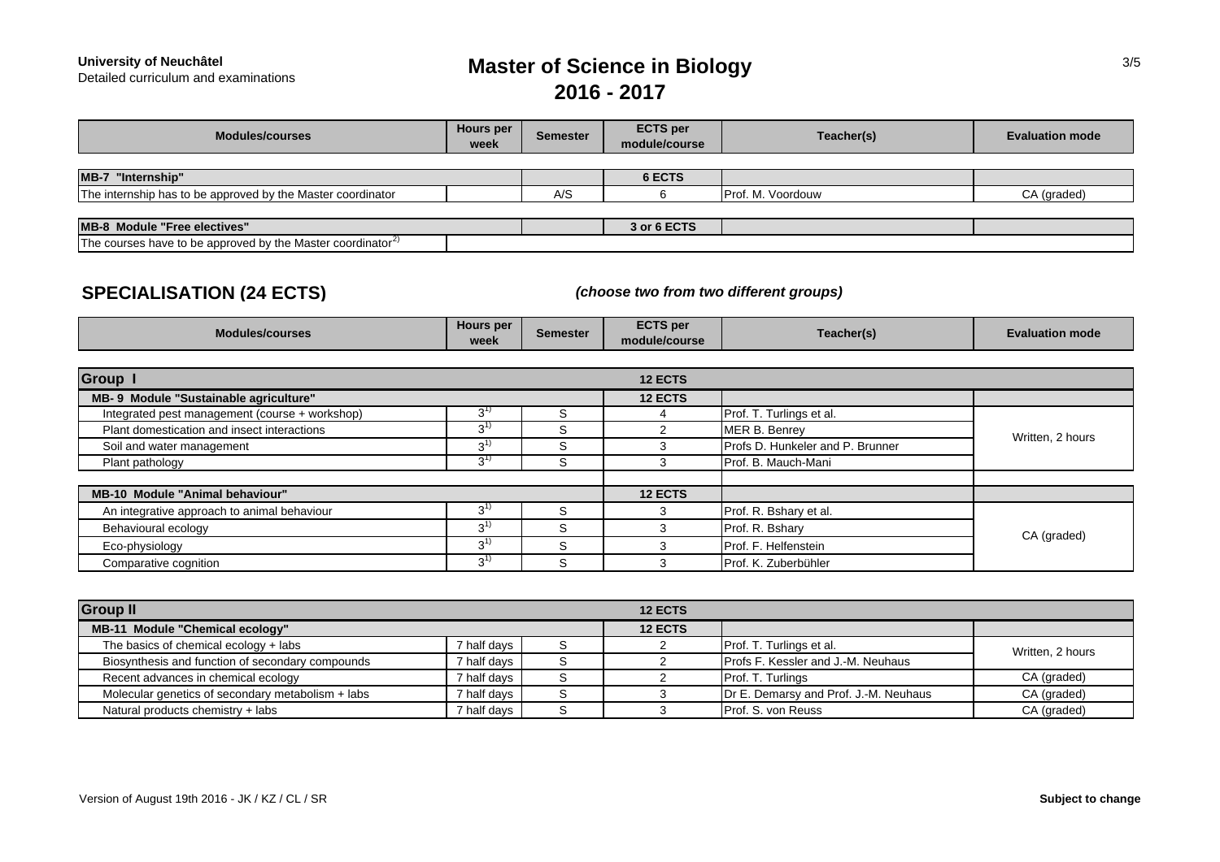**University of Neuchâtel**
Detailed curriculum and examinations

# Master of Science in Biology
## 2016 - 2017

| Modules/courses | Hours per week | Semester | ECTS per module/course | Teacher(s) | Evaluation mode |
|---|---|---|---|---|---|
| **MB-7 "Internship"** | | | **6 ECTS** | | |
| The internship has to be approved by the Master coordinator | | A/S | 6 | Prof. M. Voordouw | CA (graded) |
| **MB-8 Module "Free electives"** | | | **3 or 6 ECTS** | | |
| The courses have to be approved by the Master coordinator[2)] | | | | | |

## SPECIALISATION (24 ECTS)

***(choose two from two different groups)***

| Modules/courses | Hours per week | Semester | ECTS per module/course | Teacher(s) | Evaluation mode |
|---|---|---|---|---|---|
| **Group I** | | | **12 ECTS** | | |
| **MB- 9 Module "Sustainable agriculture"** | | | **12 ECTS** | | |
| Integrated pest management (course + workshop) | 3[1)] | S | 4 | Prof. T. Turlings et al. | Written, 2 hours |
| Plant domestication and insect interactions | 3[1)] | S | 2 | MER B. Benrey | Written, 2 hours |
| Soil and water management | 3[1)] | S | 3 | Profs D. Hunkeler and P. Brunner | Written, 2 hours |
| Plant pathology | 3[1)] | S | 3 | Prof. B. Mauch-Mani | Written, 2 hours |
| **MB-10 Module "Animal behaviour"** | | | **12 ECTS** | | |
| An integrative approach to animal behaviour | 3[1)] | S | 3 | Prof. R. Bshary et al. | CA (graded) |
| Behavioural ecology | 3[1)] | S | 3 | Prof. R. Bshary | CA (graded) |
| Eco-physiology | 3[1)] | S | 3 | Prof. F. Helfenstein | CA (graded) |
| Comparative cognition | 3[1)] | S | 3 | Prof. K. Zuberbühler | CA (graded) |

| Modules/courses | Hours per week | Semester | ECTS per module/course | Teacher(s) | Evaluation mode |
|---|---|---|---|---|---|
| **Group II** | | | **12 ECTS** | | |
| **MB-11 Module "Chemical ecology"** | | | **12 ECTS** | | |
| The basics of chemical ecology + labs | 7 half days | S | 2 | Prof. T. Turlings et al. | Written, 2 hours |
| Biosynthesis and function of secondary compounds | 7 half days | S | 2 | Profs F. Kessler and J.-M. Neuhaus | Written, 2 hours |
| Recent advances in chemical ecology | 7 half days | S | 2 | Prof. T. Turlings | CA (graded) |
| Molecular genetics of secondary metabolism + labs | 7 half days | S | 3 | Dr E. Demarsy and Prof. J.-M. Neuhaus | CA (graded) |
| Natural products chemistry + labs | 7 half days | S | 3 | Prof. S. von Reuss | CA (graded) |

Version of August 19th 2016 - JK / KZ / CL / SR

**Subject to change**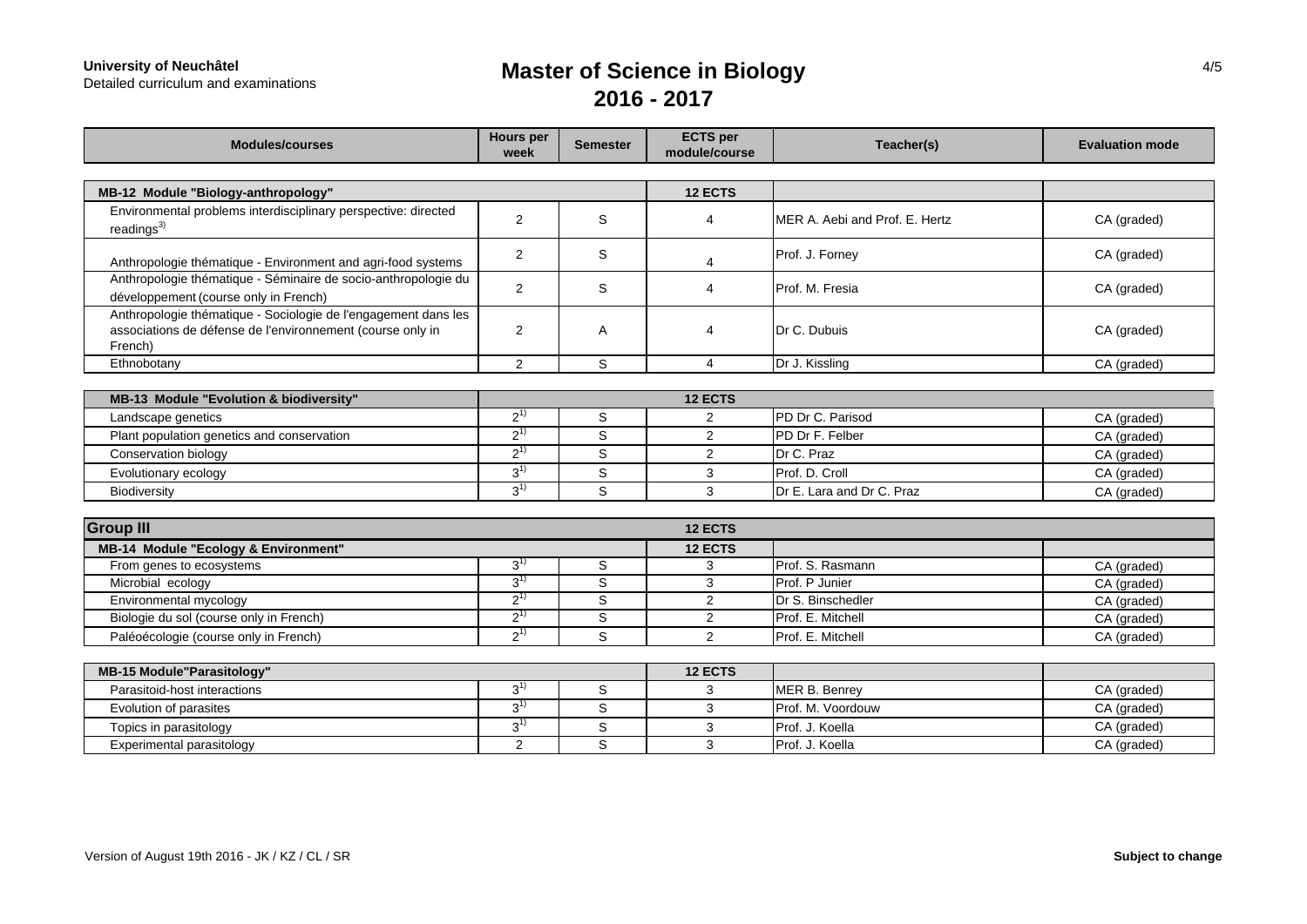**University of Neuchâtel**
Detailed curriculum and examinations

# Master of Science in Biology
## 2016 - 2017

| Modules/courses | Hours per week | Semester | ECTS per module/course | Teacher(s) | Evaluation mode |
|---|---|---|---|---|---|
| **MB-12 Module "Biology-anthropology"** | | | **12 ECTS** | | |
| Environmental problems interdisciplinary perspective: directed readings[3] | 2 | S | 4 | MER A. Aebi and Prof. E. Hertz | CA (graded) |
| Anthropologie thématique - Environment and agri-food systems | 2 | S | 4 | Prof. J. Forney | CA (graded) |
| Anthropologie thématique - Séminaire de socio-anthropologie du développement (course only in French) | 2 | S | 4 | Prof. M. Fresia | CA (graded) |
| Anthropologie thématique - Sociologie de l'engagement dans les associations de défense de l'environnement (course only in French) | 2 | A | 4 | Dr C. Dubuis | CA (graded) |
| Ethnobotany | 2 | S | 4 | Dr J. Kissling | CA (graded) |
| **MB-13 Module "Evolution & biodiversity"** | | | **12 ECTS** | | |
| Landscape genetics | 2[1] | S | 2 | PD Dr C. Parisod | CA (graded) |
| Plant population genetics and conservation | 2[1] | S | 2 | PD Dr F. Felber | CA (graded) |
| Conservation biology | 2[1] | S | 2 | Dr C. Praz | CA (graded) |
| Evolutionary ecology | 3[1] | S | 3 | Prof. D. Croll | CA (graded) |
| Biodiversity | 3[1] | S | 3 | Dr E. Lara and Dr C. Praz | CA (graded) |
| **Group III** | | | **12 ECTS** | | |
| **MB-14 Module "Ecology & Environment"** | | | **12 ECTS** | | |
| From genes to ecosystems | 3[1] | S | 3 | Prof. S. Rasmann | CA (graded) |
| Microbial ecology | 3[1] | S | 3 | Prof. P Junier | CA (graded) |
| Environmental mycology | 2[1] | S | 2 | Dr S. Binschedler | CA (graded) |
| Biologie du sol (course only in French) | 2[1] | S | 2 | Prof. E. Mitchell | CA (graded) |
| Paléoécologie (course only in French) | 2[1] | S | 2 | Prof. E. Mitchell | CA (graded) |
| **MB-15 Module"Parasitology"** | | | **12 ECTS** | | |
| Parasitoid-host interactions | 3[1] | S | 3 | MER B. Benrey | CA (graded) |
| Evolution of parasites | 3[1] | S | 3 | Prof. M. Voordouw | CA (graded) |
| Topics in parasitology | 3[1] | S | 3 | Prof. J. Koella | CA (graded) |
| Experimental parasitology | 2 | S | 3 | Prof. J. Koella | CA (graded) |

Version of August 19th 2016 - JK / KZ / CL / SR

**Subject to change**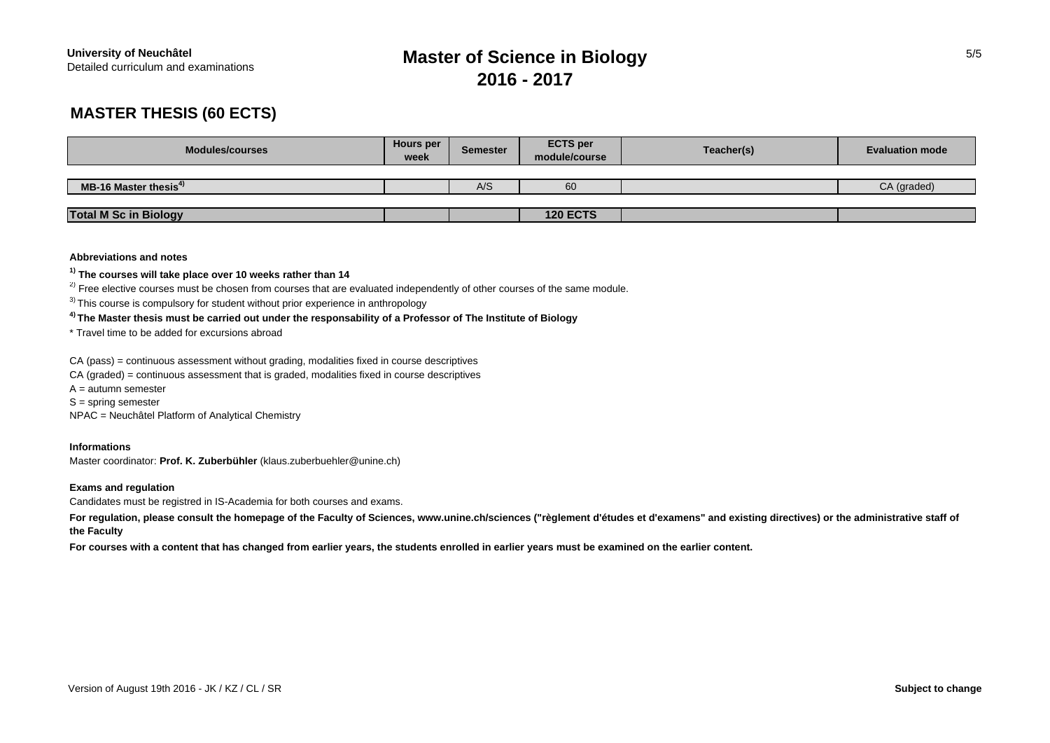## MASTER THESIS (60 ECTS)

| Modules/courses | Hours per week | Semester | ECTS per module/course | Teacher(s) | Evaluation mode |
|---|---|---|---|---|---|
| **MB-16 Master thesis[4)]** | | A/S | 60 | | CA (graded) |
| **Total M Sc in Biology** | | | **120 ECTS** | | |

**Abbreviations and notes**

**[1)] The courses will take place over 10 weeks rather than 14**

[2)] Free elective courses must be chosen from courses that are evaluated independently of other courses of the same module.

[3)] This course is compulsory for student without prior experience in anthropology

**[4)] The Master thesis must be carried out under the responsability of a Professor of The Institute of Biology**

* Travel time to be added for excursions abroad

CA (pass) = continuous assessment without grading, modalities fixed in course descriptives

CA (graded) = continuous assessment that is graded, modalities fixed in course descriptives

A = autumn semester

S = spring semester

NPAC = Neuchâtel Platform of Analytical Chemistry

**Informations**

Master coordinator: **Prof. K. Zuberbühler** (klaus.zuberbuehler@unine.ch)

**Exams and regulation**

Candidates must be registred in IS-Academia for both courses and exams.

**For regulation, please consult the homepage of the Faculty of Sciences, www.unine.ch/sciences ("règlement d'études et d'examens" and existing directives) or the administrative staff of the Faculty**

**For courses with a content that has changed from earlier years, the students enrolled in earlier years must be examined on the earlier content.**